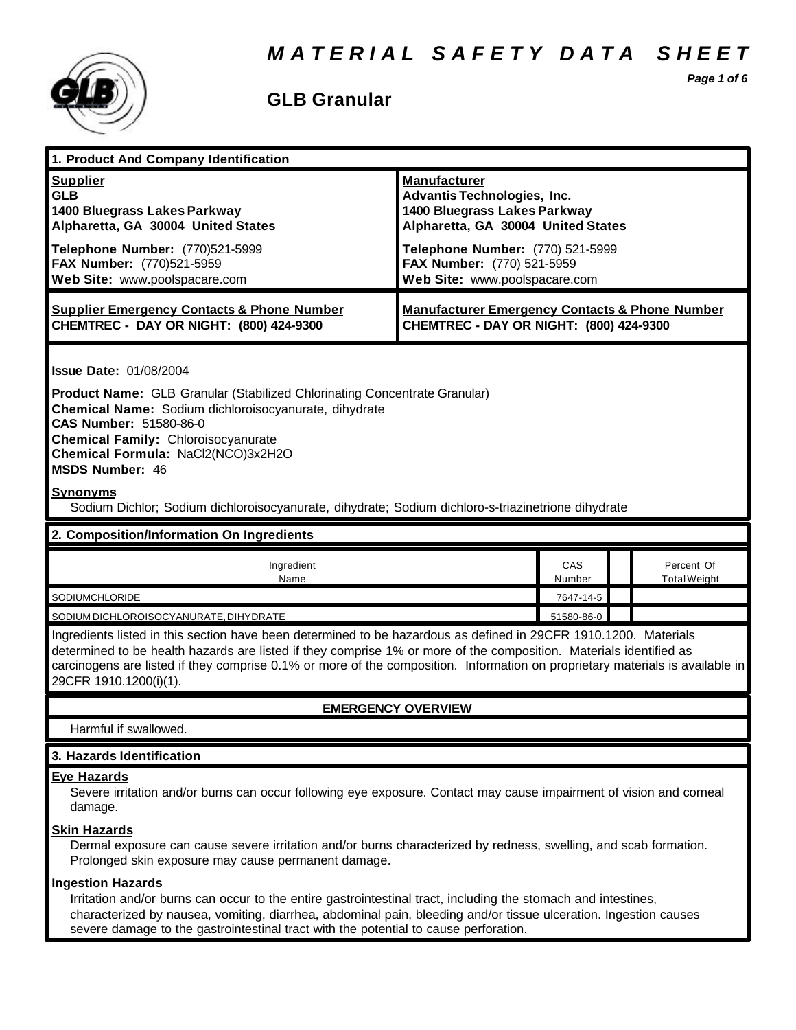# MATERIAL SAFETY DATA SHEET

## GLB Granular

### 1. Product And Company Identification

| Supplier | Manufacturer |
|---|---|
| **GLB** | **Advantis Technologies, Inc.** |
| **1400 Bluegrass Lakes Parkway** | **1400 Bluegrass Lakes Parkway** |
| **Alpharetta, GA 30004 United States** | **Alpharetta, GA 30004 United States** |
| **Telephone Number:** (770)521-5999 | **Telephone Number:** (770) 521-5999 |
| **FAX Number:** (770)521-5959 | **FAX Number:** (770) 521-5959 |
| **Web Site:** www.poolspacare.com | **Web Site:** www.poolspacare.com |

| Supplier Emergency Contacts & Phone Number | Manufacturer Emergency Contacts & Phone Number |
|---|---|
| **CHEMTREC - DAY OR NIGHT: (800) 424-9300** | **CHEMTREC - DAY OR NIGHT: (800) 424-9300** |

**Issue Date:** 01/08/2004

**Product Name:** GLB Granular (Stabilized Chlorinating Concentrate Granular)
**Chemical Name:** Sodium dichloroisocyanurate, dihydrate
**CAS Number:** 51580-86-0
**Chemical Family:** Chloroisocyanurate
**Chemical Formula:** NaCl2(NCO)3x2H2O
**MSDS Number:** 46

**Synonyms**

Sodium Dichlor; Sodium dichloroisocyanurate, dihydrate; Sodium dichloro-s-triazinetrione dihydrate

### 2. Composition/Information On Ingredients

| Ingredient Name | CAS Number | | Percent Of Total Weight |
|---|---|---|---|
| SODIUMCHLORIDE | 7647-14-5 | | |
| SODIUM DICHLOROISOCYANURATE, DIHYDRATE | 51580-86-0 | | |

Ingredients listed in this section have been determined to be hazardous as defined in 29CFR 1910.1200. Materials determined to be health hazards are listed if they comprise 1% or more of the composition. Materials identified as carcinogens are listed if they comprise 0.1% or more of the composition. Information on proprietary materials is available in 29CFR 1910.1200(i)(1).

**EMERGENCY OVERVIEW**

Harmful if swallowed.

### 3. Hazards Identification

**Eye Hazards**

Severe irritation and/or burns can occur following eye exposure. Contact may cause impairment of vision and corneal damage.

**Skin Hazards**

Dermal exposure can cause severe irritation and/or burns characterized by redness, swelling, and scab formation. Prolonged skin exposure may cause permanent damage.

**Ingestion Hazards**

Irritation and/or burns can occur to the entire gastrointestinal tract, including the stomach and intestines, characterized by nausea, vomiting, diarrhea, abdominal pain, bleeding and/or tissue ulceration. Ingestion causes severe damage to the gastrointestinal tract with the potential to cause perforation.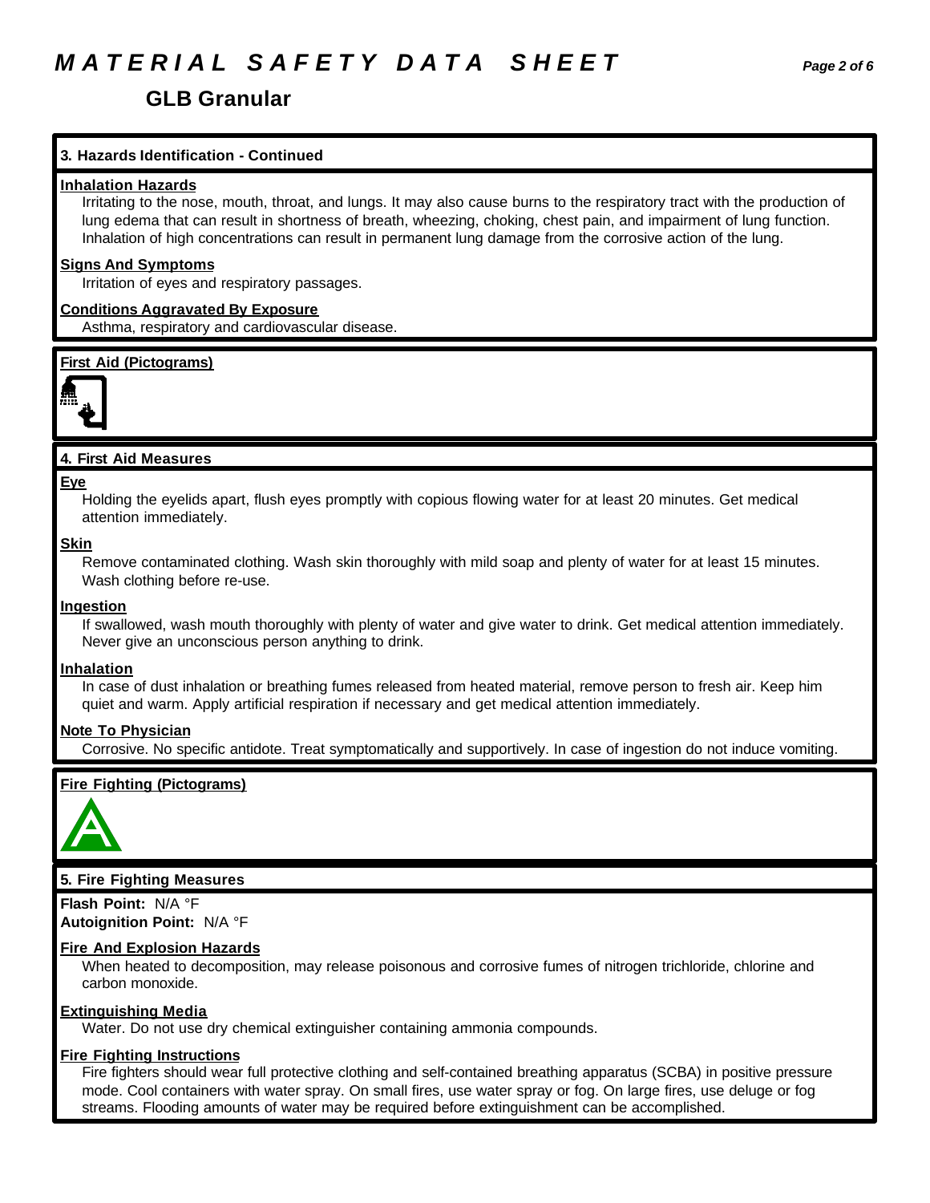# GLB Granular

## 3. Hazards Identification - Continued

**Inhalation Hazards**

Irritating to the nose, mouth, throat, and lungs. It may also cause burns to the respiratory tract with the production of lung edema that can result in shortness of breath, wheezing, choking, chest pain, and impairment of lung function. Inhalation of high concentrations can result in permanent lung damage from the corrosive action of the lung.

**Signs And Symptoms**

Irritation of eyes and respiratory passages.

**Conditions Aggravated By Exposure**

Asthma, respiratory and cardiovascular disease.

**First Aid (Pictograms)**

## 4. First Aid Measures

**Eye**

Holding the eyelids apart, flush eyes promptly with copious flowing water for at least 20 minutes. Get medical attention immediately.

**Skin**

Remove contaminated clothing. Wash skin thoroughly with mild soap and plenty of water for at least 15 minutes. Wash clothing before re-use.

**Ingestion**

If swallowed, wash mouth thoroughly with plenty of water and give water to drink. Get medical attention immediately. Never give an unconscious person anything to drink.

**Inhalation**

In case of dust inhalation or breathing fumes released from heated material, remove person to fresh air. Keep him quiet and warm. Apply artificial respiration if necessary and get medical attention immediately.

**Note To Physician**

Corrosive. No specific antidote. Treat symptomatically and supportively. In case of ingestion do not induce vomiting.

**Fire Fighting (Pictograms)**

## 5. Fire Fighting Measures

**Flash Point:** N/A °F
**Autoignition Point:** N/A °F

**Fire And Explosion Hazards**

When heated to decomposition, may release poisonous and corrosive fumes of nitrogen trichloride, chlorine and carbon monoxide.

**Extinguishing Media**

Water. Do not use dry chemical extinguisher containing ammonia compounds.

**Fire Fighting Instructions**

Fire fighters should wear full protective clothing and self-contained breathing apparatus (SCBA) in positive pressure mode. Cool containers with water spray. On small fires, use water spray or fog. On large fires, use deluge or fog streams. Flooding amounts of water may be required before extinguishment can be accomplished.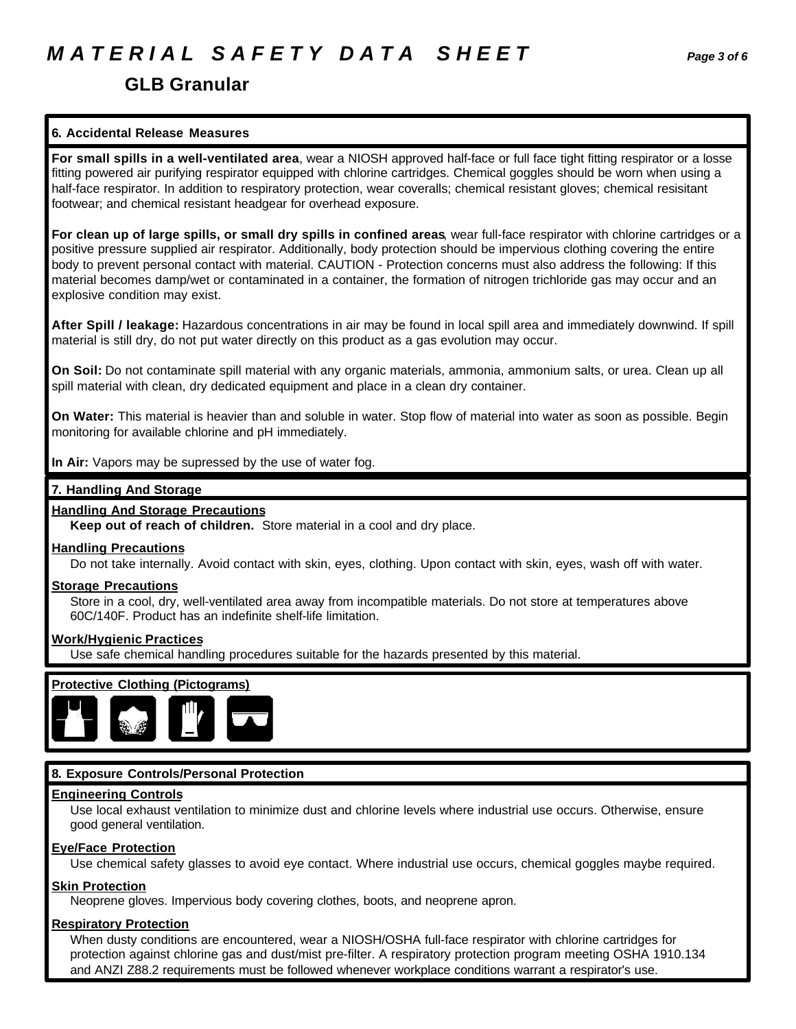# GLB Granular

## 6. Accidental Release Measures

**For small spills in a well-ventilated area**, wear a NIOSH approved half-face or full face tight fitting respirator or a losse fitting powered air purifying respirator equipped with chlorine cartridges. Chemical goggles should be worn when using a half-face respirator. In addition to respiratory protection, wear coveralls; chemical resistant gloves; chemical resisitant footwear; and chemical resistant headgear for overhead exposure.

**For clean up of large spills, or small dry spills in confined areas**, wear full-face respirator with chlorine cartridges or a positive pressure supplied air respirator. Additionally, body protection should be impervious clothing covering the entire body to prevent personal contact with material. CAUTION - Protection concerns must also address the following: If this material becomes damp/wet or contaminated in a container, the formation of nitrogen trichloride gas may occur and an explosive condition may exist.

**After Spill / leakage:** Hazardous concentrations in air may be found in local spill area and immediately downwind. If spill material is still dry, do not put water directly on this product as a gas evolution may occur.

**On Soil:** Do not contaminate spill material with any organic materials, ammonia, ammonium salts, or urea. Clean up all spill material with clean, dry dedicated equipment and place in a clean dry container.

**On Water:** This material is heavier than and soluble in water. Stop flow of material into water as soon as possible. Begin monitoring for available chlorine and pH immediately.

**In Air:** Vapors may be supressed by the use of water fog.

## 7. Handling And Storage

### Handling And Storage Precautions

**Keep out of reach of children.** Store material in a cool and dry place.

### Handling Precautions

Do not take internally. Avoid contact with skin, eyes, clothing. Upon contact with skin, eyes, wash off with water.

### Storage Precautions

Store in a cool, dry, well-ventilated area away from incompatible materials. Do not store at temperatures above 60C/140F. Product has an indefinite shelf-life limitation.

### Work/Hygienic Practices

Use safe chemical handling procedures suitable for the hazards presented by this material.

### Protective Clothing (Pictograms)

## 8. Exposure Controls/Personal Protection

### Engineering Controls

Use local exhaust ventilation to minimize dust and chlorine levels where industrial use occurs. Otherwise, ensure good general ventilation.

### Eye/Face Protection

Use chemical safety glasses to avoid eye contact. Where industrial use occurs, chemical goggles maybe required.

### Skin Protection

Neoprene gloves. Impervious body covering clothes, boots, and neoprene apron.

### Respiratory Protection

When dusty conditions are encountered, wear a NIOSH/OSHA full-face respirator with chlorine cartridges for protection against chlorine gas and dust/mist pre-filter. A respiratory protection program meeting OSHA 1910.134 and ANZI Z88.2 requirements must be followed whenever workplace conditions warrant a respirator's use.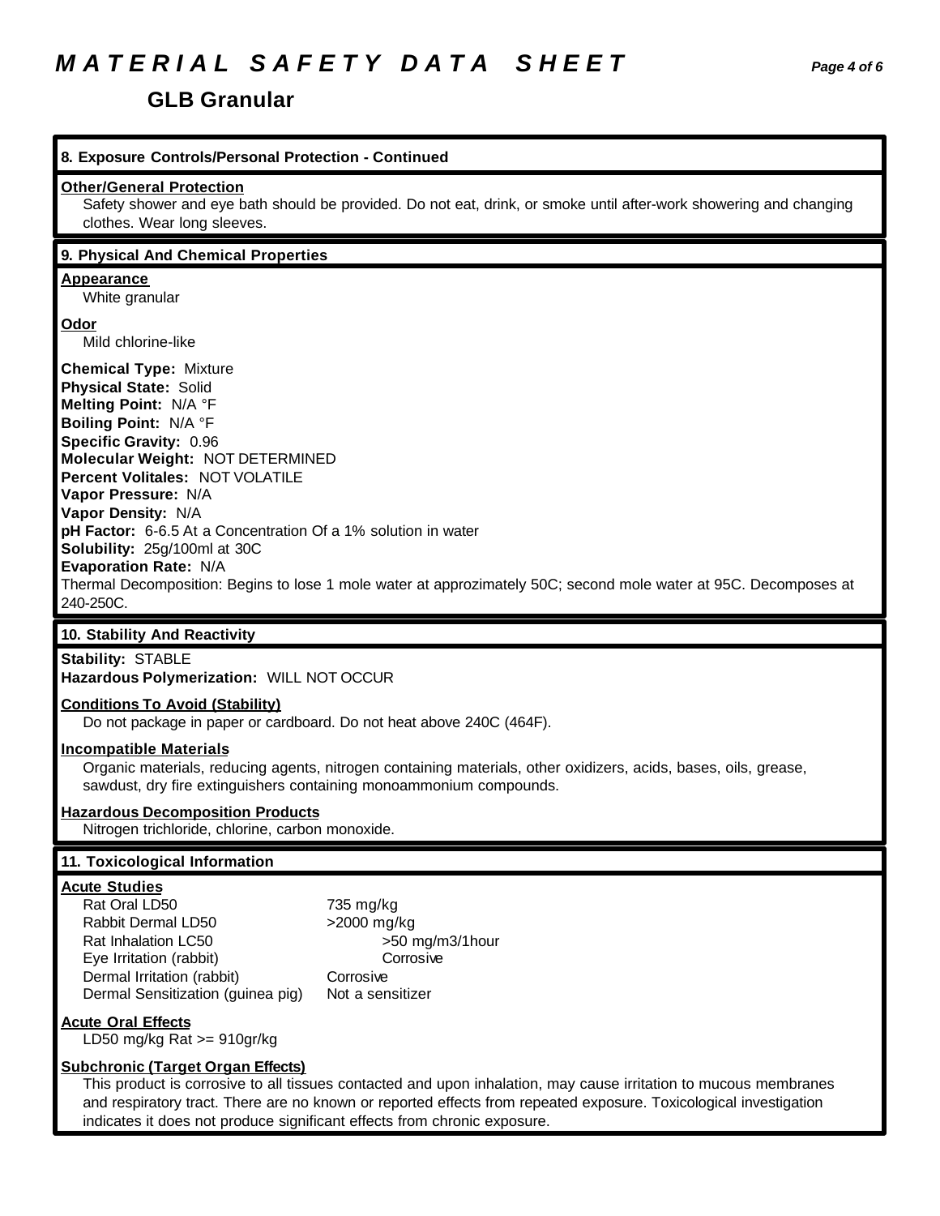# MATERIAL SAFETY DATA SHEET

## GLB Granular

### 8. Exposure Controls/Personal Protection - Continued

**Other/General Protection**

Safety shower and eye bath should be provided. Do not eat, drink, or smoke until after-work showering and changing clothes. Wear long sleeves.

### 9. Physical And Chemical Properties

**Appearance**

White granular

**Odor**

Mild chlorine-like

**Chemical Type:** Mixture
**Physical State:** Solid
**Melting Point:** N/A °F
**Boiling Point:** N/A °F
**Specific Gravity:** 0.96
**Molecular Weight:** NOT DETERMINED
**Percent Volitales:** NOT VOLATILE
**Vapor Pressure:** N/A
**Vapor Density:** N/A
**pH Factor:** 6-6.5 At a Concentration Of a 1% solution in water
**Solubility:** 25g/100ml at 30C
**Evaporation Rate:** N/A
Thermal Decomposition: Begins to lose 1 mole water at approzimately 50C; second mole water at 95C. Decomposes at 240-250C.

### 10. Stability And Reactivity

**Stability:** STABLE
**Hazardous Polymerization:** WILL NOT OCCUR

**Conditions To Avoid (Stability)**

Do not package in paper or cardboard. Do not heat above 240C (464F).

**Incompatible Materials**

Organic materials, reducing agents, nitrogen containing materials, other oxidizers, acids, bases, oils, grease, sawdust, dry fire extinguishers containing monoammonium compounds.

**Hazardous Decomposition Products**

Nitrogen trichloride, chlorine, carbon monoxide.

### 11. Toxicological Information

**Acute Studies**

| | |
|---|---|
| Rat Oral LD50 | 735 mg/kg |
| Rabbit Dermal LD50 | >2000 mg/kg |
| Rat Inhalation LC50 | >50 mg/m3/1hour |
| Eye Irritation (rabbit) | Corrosive |
| Dermal Irritation (rabbit) | Corrosive |
| Dermal Sensitization (guinea pig) | Not a sensitizer |

**Acute Oral Effects**

LD50 mg/kg Rat >= 910gr/kg

**Subchronic (Target Organ Effects)**

This product is corrosive to all tissues contacted and upon inhalation, may cause irritation to mucous membranes and respiratory tract. There are no known or reported effects from repeated exposure. Toxicological investigation indicates it does not produce significant effects from chronic exposure.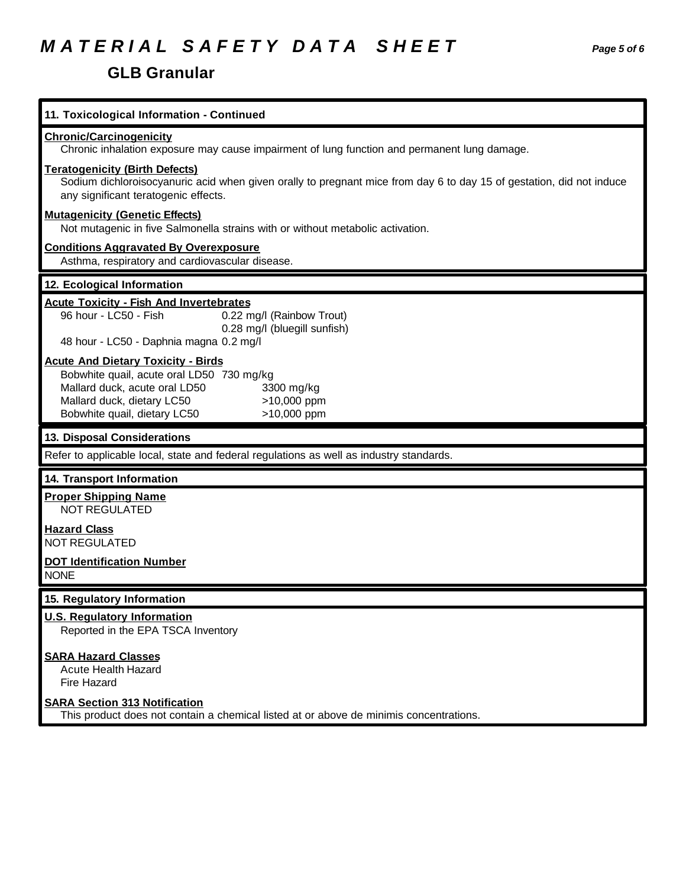## 11. Toxicological Information - Continued

**Chronic/Carcinogenicity**

Chronic inhalation exposure may cause impairment of lung function and permanent lung damage.

**Teratogenicity (Birth Defects)**

Sodium dichloroisocyanuric acid when given orally to pregnant mice from day 6 to day 15 of gestation, did not induce any significant teratogenic effects.

**Mutagenicity (Genetic Effects)**

Not mutagenic in five Salmonella strains with or without metabolic activation.

**Conditions Aggravated By Overexposure**

Asthma, respiratory and cardiovascular disease.

## 12. Ecological Information

**Acute Toxicity - Fish And Invertebrates**

| | |
|---|---|
| 96 hour - LC50 - Fish | 0.22 mg/l (Rainbow Trout) |
| | 0.28 mg/l (bluegill sunfish) |
| 48 hour - LC50 - Daphnia magna | 0.2 mg/l |

**Acute And Dietary Toxicity - Birds**

| | |
|---|---|
| Bobwhite quail, acute oral LD50 | 730 mg/kg |
| Mallard duck, acute oral LD50 | 3300 mg/kg |
| Mallard duck, dietary LC50 | >10,000 ppm |
| Bobwhite quail, dietary LC50 | >10,000 ppm |

## 13. Disposal Considerations

Refer to applicable local, state and federal regulations as well as industry standards.

## 14. Transport Information

**Proper Shipping Name**

NOT REGULATED

**Hazard Class**

NOT REGULATED

**DOT Identification Number**

NONE

## 15. Regulatory Information

**U.S. Regulatory Information**

Reported in the EPA TSCA Inventory

**SARA Hazard Classes**

Acute Health Hazard
Fire Hazard

**SARA Section 313 Notification**

This product does not contain a chemical listed at or above de minimis concentrations.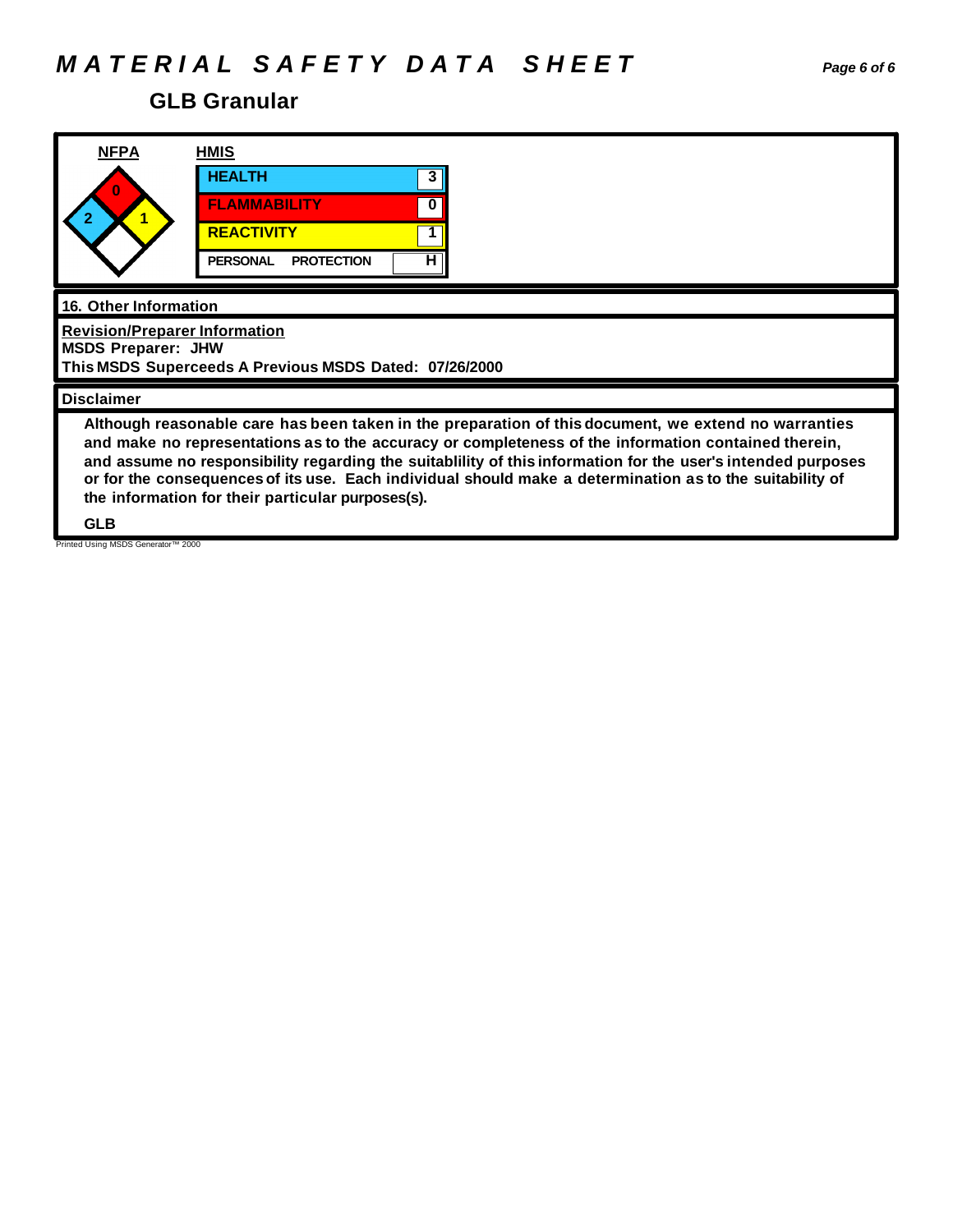# MATERIAL SAFETY DATA SHEET

## GLB Granular

**NFPA**

0

2 1

**HMIS**

| | |
|---|---|
| HEALTH | 3 |
| FLAMMABILITY | 0 |
| REACTIVITY | 1 |
| PERSONAL PROTECTION | H |

### 16. Other Information

**Revision/Preparer Information**

**MSDS Preparer: JHW**

**This MSDS Superceeds A Previous MSDS Dated: 07/26/2000**

### Disclaimer

**Although reasonable care has been taken in the preparation of this document, we extend no warranties and make no representations as to the accuracy or completeness of the information contained therein, and assume no responsibility regarding the suitablility of this information for the user's intended purposes or for the consequences of its use. Each individual should make a determination as to the suitability of the information for their particular purposes(s).**

**GLB**

Printed Using MSDS Generator™ 2000